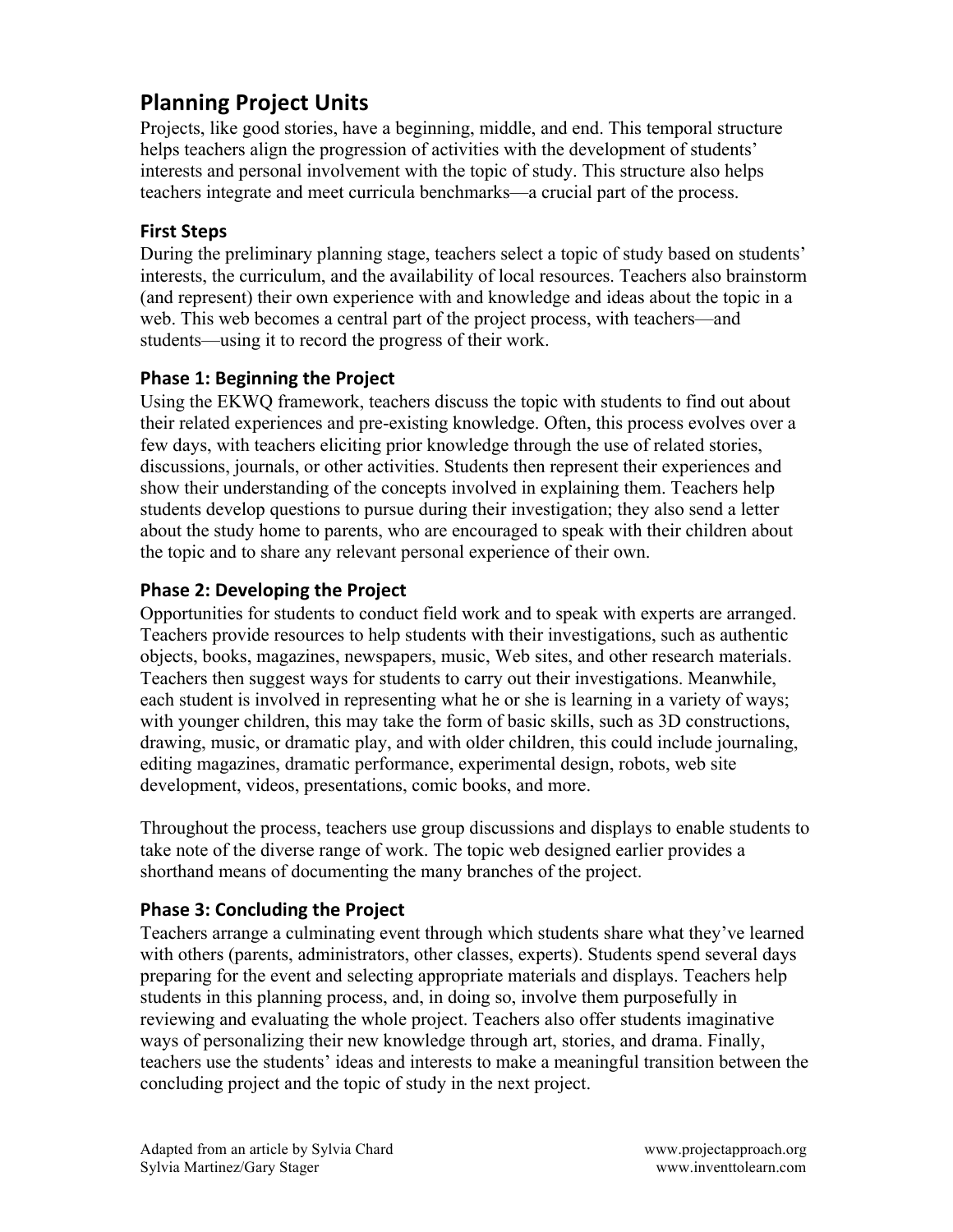# Planning Project Units

Projects, like good stories, have a beginning, middle, and end. This temporal structure helps teachers align the progression of activities with the development of students' interests and personal involvement with the topic of study. This structure also helps teachers integrate and meet curricula benchmarks—a crucial part of the process.

## First Steps

During the preliminary planning stage, teachers select a topic of study based on students' interests, the curriculum, and the availability of local resources. Teachers also brainstorm (and represent) their own experience with and knowledge and ideas about the topic in a web. This web becomes a central part of the project process, with teachers—and students—using it to record the progress of their work.

## Phase 1: Beginning the Project

Using the EKWQ framework, teachers discuss the topic with students to find out about their related experiences and pre-existing knowledge. Often, this process evolves over a few days, with teachers eliciting prior knowledge through the use of related stories, discussions, journals, or other activities. Students then represent their experiences and show their understanding of the concepts involved in explaining them. Teachers help students develop questions to pursue during their investigation; they also send a letter about the study home to parents, who are encouraged to speak with their children about the topic and to share any relevant personal experience of their own.

## Phase 2: Developing the Project

Opportunities for students to conduct field work and to speak with experts are arranged. Teachers provide resources to help students with their investigations, such as authentic objects, books, magazines, newspapers, music, Web sites, and other research materials. Teachers then suggest ways for students to carry out their investigations. Meanwhile, each student is involved in representing what he or she is learning in a variety of ways; with younger children, this may take the form of basic skills, such as 3D constructions, drawing, music, or dramatic play, and with older children, this could include journaling, editing magazines, dramatic performance, experimental design, robots, web site development, videos, presentations, comic books, and more.

Throughout the process, teachers use group discussions and displays to enable students to take note of the diverse range of work. The topic web designed earlier provides a shorthand means of documenting the many branches of the project.

## Phase 3: Concluding the Project

Teachers arrange a culminating event through which students share what they've learned with others (parents, administrators, other classes, experts). Students spend several days preparing for the event and selecting appropriate materials and displays. Teachers help students in this planning process, and, in doing so, involve them purposefully in reviewing and evaluating the whole project. Teachers also offer students imaginative ways of personalizing their new knowledge through art, stories, and drama. Finally, teachers use the students' ideas and interests to make a meaningful transition between the concluding project and the topic of study in the next project.

Adapted from an article by Sylvia Chard — www.projectapproach.org
Sylvia Martinez/Gary Stager — www.inventtolearn.com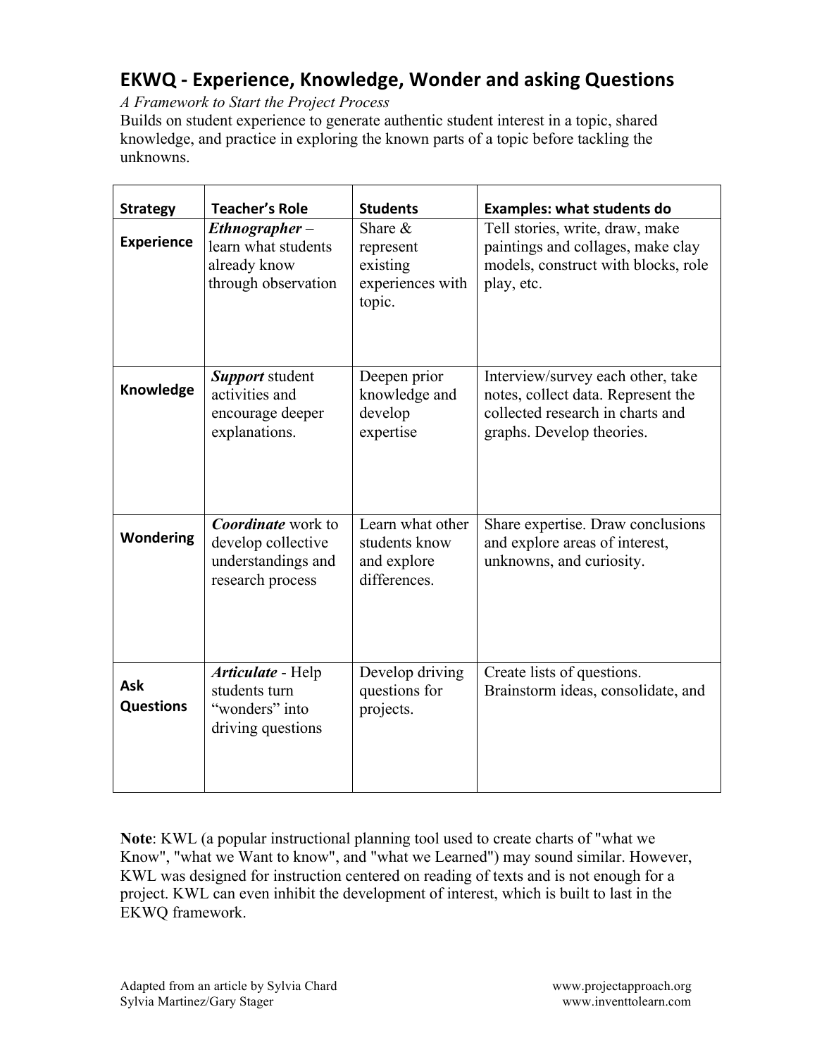## EKWQ - Experience, Knowledge, Wonder and asking Questions

*A Framework to Start the Project Process*

Builds on student experience to generate authentic student interest in a topic, shared knowledge, and practice in exploring the known parts of a topic before tackling the unknowns.

| Strategy | Teacher's Role | Students | Examples: what students do |
|---|---|---|---|
| **Experience** | ***Ethnographer*** – learn what students already know through observation | Share & represent existing experiences with topic. | Tell stories, write, draw, make paintings and collages, make clay models, construct with blocks, role play, etc. |
| **Knowledge** | ***Support*** student activities and encourage deeper explanations. | Deepen prior knowledge and develop expertise | Interview/survey each other, take notes, collect data. Represent the collected research in charts and graphs. Develop theories. |
| **Wondering** | ***Coordinate*** work to develop collective understandings and research process | Learn what other students know and explore differences. | Share expertise. Draw conclusions and explore areas of interest, unknowns, and curiosity. |
| **Ask Questions** | ***Articulate*** - Help students turn "wonders" into driving questions | Develop driving questions for projects. | Create lists of questions. Brainstorm ideas, consolidate, and |

**Note**: KWL (a popular instructional planning tool used to create charts of "what we Know", "what we Want to know", and "what we Learned") may sound similar. However, KWL was designed for instruction centered on reading of texts and is not enough for a project. KWL can even inhibit the development of interest, which is built to last in the EKWQ framework.

Adapted from an article by Sylvia Chard
Sylvia Martinez/Gary Stager

www.projectapproach.org
www.inventtolearn.com